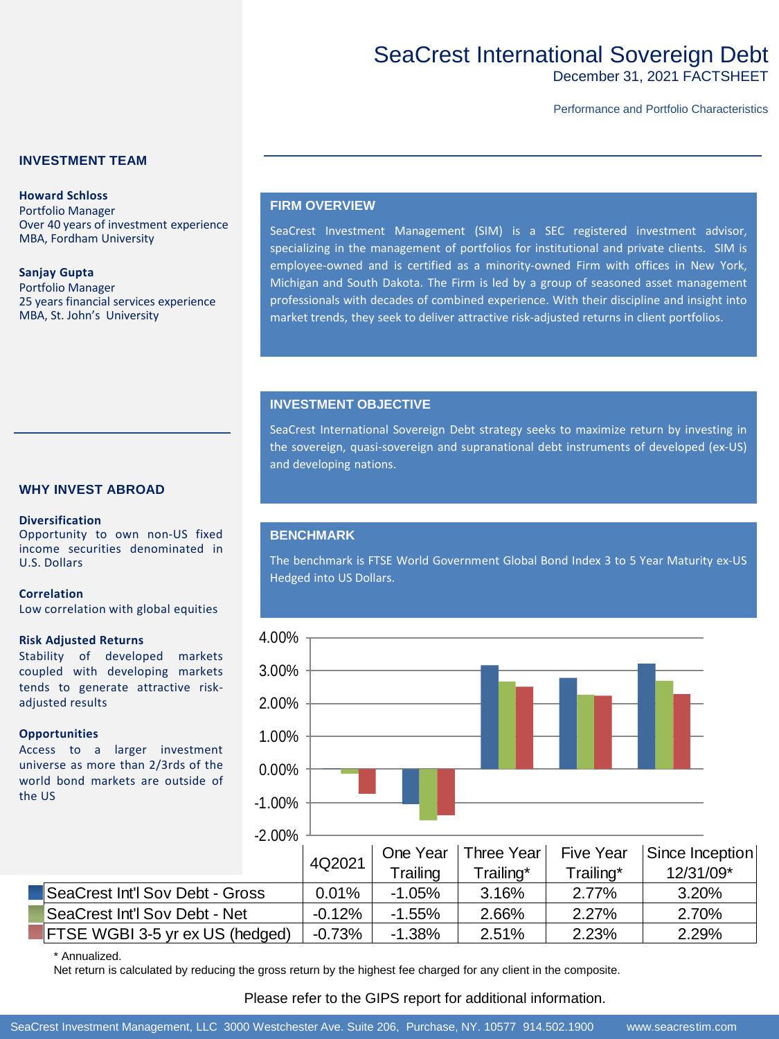# SeaCrest International Sovereign Debt

December 31, 2021 FACTSHEET

Performance and Portfolio Characteristics

## INVESTMENT TEAM

**Howard Schloss**
Portfolio Manager
Over 40 years of investment experience
MBA, Fordham University

**Sanjay Gupta**
Portfolio Manager
25 years financial services experience
MBA, St. John's University

## WHY INVEST ABROAD

**Diversification**
Opportunity to own non-US fixed income securities denominated in U.S. Dollars

**Correlation**
Low correlation with global equities

**Risk Adjusted Returns**
Stability of developed markets coupled with developing markets tends to generate attractive risk-adjusted results

**Opportunities**
Access to a larger investment universe as more than 2/3rds of the world bond markets are outside of the US

## FIRM OVERVIEW

SeaCrest Investment Management (SIM) is a SEC registered investment advisor, specializing in the management of portfolios for institutional and private clients. SIM is employee-owned and is certified as a minority-owned Firm with offices in New York, Michigan and South Dakota. The Firm is led by a group of seasoned asset management professionals with decades of combined experience. With their discipline and insight into market trends, they seek to deliver attractive risk-adjusted returns in client portfolios.

## INVESTMENT OBJECTIVE

SeaCrest International Sovereign Debt strategy seeks to maximize return by investing in the sovereign, quasi-sovereign and supranational debt instruments of developed (ex-US) and developing nations.

## BENCHMARK

The benchmark is FTSE World Government Global Bond Index 3 to 5 Year Maturity ex-US Hedged into US Dollars.

| | 4Q2021 | One Year Trailing | Three Year Trailing* | Five Year Trailing* | Since Inception 12/31/09* |
|---|---|---|---|---|---|
| SeaCrest Int'l Sov Debt - Gross | 0.01% | -1.05% | 3.16% | 2.77% | 3.20% |
| SeaCrest Int'l Sov Debt - Net | -0.12% | -1.55% | 2.66% | 2.27% | 2.70% |
| FTSE WGBI 3-5 yr ex US (hedged) | -0.73% | -1.38% | 2.51% | 2.23% | 2.29% |

\* Annualized.
Net return is calculated by reducing the gross return by the highest fee charged for any client in the composite.

Please refer to the GIPS report for additional information.

SeaCrest Investment Management, LLC 3000 Westchester Ave. Suite 206, Purchase, NY. 10577 914.502.1900 www.seacrestim.com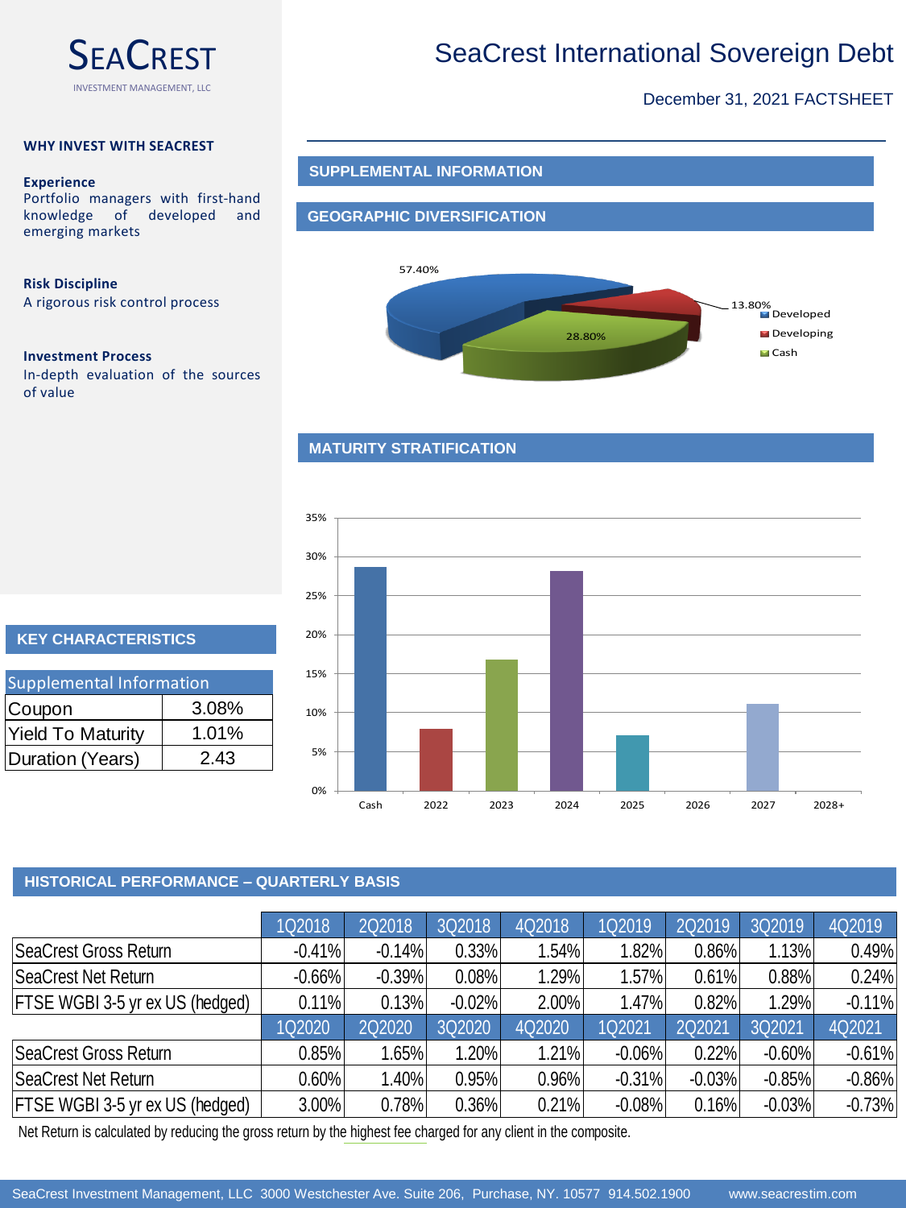# SeaCrest International Sovereign Debt

December 31, 2021 FACTSHEET

SEACREST
INVESTMENT MANAGEMENT, LLC

**WHY INVEST WITH SEACREST**

**Experience**
Portfolio managers with first-hand knowledge of developed and emerging markets

**Risk Discipline**
A rigorous risk control process

**Investment Process**
In-depth evaluation of the sources of value

## SUPPLEMENTAL INFORMATION

## GEOGRAPHIC DIVERSIFICATION

- Developed: 57.40%
- Developing: 13.80%
- Cash: 28.80%

## MATURITY STRATIFICATION

| Maturity | Allocation (approx.) |
|---|---|
| Cash | ~29% |
| 2022 | ~8% |
| 2023 | ~17% |
| 2024 | ~28% |
| 2025 | ~7% |
| 2026 | 0% |
| 2027 | ~11% |
| 2028+ | 0% |

## KEY CHARACTERISTICS

| Supplemental Information | |
|---|---|
| Coupon | 3.08% |
| Yield To Maturity | 1.01% |
| Duration (Years) | 2.43 |

## HISTORICAL PERFORMANCE – QUARTERLY BASIS

| | 1Q2018 | 2Q2018 | 3Q2018 | 4Q2018 | 1Q2019 | 2Q2019 | 3Q2019 | 4Q2019 |
|---|---|---|---|---|---|---|---|---|
| SeaCrest Gross Return | -0.41% | -0.14% | 0.33% | 1.54% | 1.82% | 0.86% | 1.13% | 0.49% |
| SeaCrest Net Return | -0.66% | -0.39% | 0.08% | 1.29% | 1.57% | 0.61% | 0.88% | 0.24% |
| FTSE WGBI 3-5 yr ex US (hedged) | 0.11% | 0.13% | -0.02% | 2.00% | 1.47% | 0.82% | 1.29% | -0.11% |
| | 1Q2020 | 2Q2020 | 3Q2020 | 4Q2020 | 1Q2021 | 2Q2021 | 3Q2021 | 4Q2021 |
| SeaCrest Gross Return | 0.85% | 1.65% | 1.20% | 1.21% | -0.06% | 0.22% | -0.60% | -0.61% |
| SeaCrest Net Return | 0.60% | 1.40% | 0.95% | 0.96% | -0.31% | -0.03% | -0.85% | -0.86% |
| FTSE WGBI 3-5 yr ex US (hedged) | 3.00% | 0.78% | 0.36% | 0.21% | -0.08% | 0.16% | -0.03% | -0.73% |

Net Return is calculated by reducing the gross return by the highest fee charged for any client in the composite.

SeaCrest Investment Management, LLC 3000 Westchester Ave. Suite 206, Purchase, NY. 10577 914.502.1900 www.seacrestim.com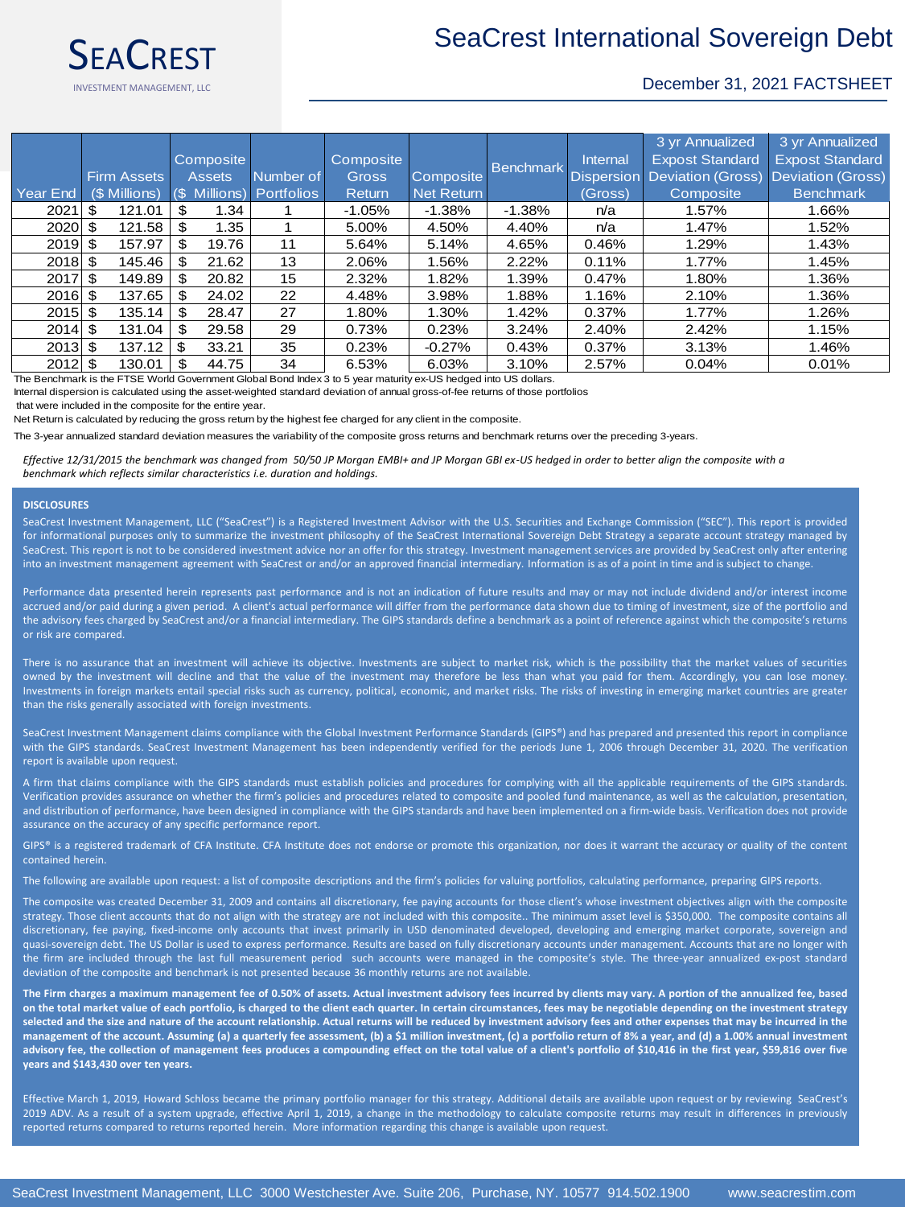# SeaCrest International Sovereign Debt

SEACREST INVESTMENT MANAGEMENT, LLC

December 31, 2021 FACTSHEET

| Year End | Firm Assets ($ Millions) | Composite Assets ($ Millions) | Number of Portfolios | Composite Gross Return | Composite Net Return | Benchmark | Internal Dispersion (Gross) | 3 yr Annualized Expost Standard Deviation (Gross) Composite | 3 yr Annualized Expost Standard Deviation (Gross) Benchmark |
|---|---|---|---|---|---|---|---|---|---|
| 2021 | $ 121.01 | $ 1.34 | 1 | -1.05% | -1.38% | -1.38% | n/a | 1.57% | 1.66% |
| 2020 | $ 121.58 | $ 1.35 | 1 | 5.00% | 4.50% | 4.40% | n/a | 1.47% | 1.52% |
| 2019 | $ 157.97 | $ 19.76 | 11 | 5.64% | 5.14% | 4.65% | 0.46% | 1.29% | 1.43% |
| 2018 | $ 145.46 | $ 21.62 | 13 | 2.06% | 1.56% | 2.22% | 0.11% | 1.77% | 1.45% |
| 2017 | $ 149.89 | $ 20.82 | 15 | 2.32% | 1.82% | 1.39% | 0.47% | 1.80% | 1.36% |
| 2016 | $ 137.65 | $ 24.02 | 22 | 4.48% | 3.98% | 1.88% | 1.16% | 2.10% | 1.36% |
| 2015 | $ 135.14 | $ 28.47 | 27 | 1.80% | 1.30% | 1.42% | 0.37% | 1.77% | 1.26% |
| 2014 | $ 131.04 | $ 29.58 | 29 | 0.73% | 0.23% | 3.24% | 2.40% | 2.42% | 1.15% |
| 2013 | $ 137.12 | $ 33.21 | 35 | 0.23% | -0.27% | 0.43% | 0.37% | 3.13% | 1.46% |
| 2012 | $ 130.01 | $ 44.75 | 34 | 6.53% | 6.03% | 3.10% | 2.57% | 0.04% | 0.01% |

The Benchmark is the FTSE World Government Global Bond Index 3 to 5 year maturity ex-US hedged into US dollars.

Internal dispersion is calculated using the asset-weighted standard deviation of annual gross-of-fee returns of those portfolios that were included in the composite for the entire year.

Net Return is calculated by reducing the gross return by the highest fee charged for any client in the composite.

The 3-year annualized standard deviation measures the variability of the composite gross returns and benchmark returns over the preceding 3-years.

*Effective 12/31/2015 the benchmark was changed from 50/50 JP Morgan EMBI+ and JP Morgan GBI ex-US hedged in order to better align the composite with a benchmark which reflects similar characteristics i.e. duration and holdings.*

**DISCLOSURES**

SeaCrest Investment Management, LLC ("SeaCrest") is a Registered Investment Advisor with the U.S. Securities and Exchange Commission ("SEC"). This report is provided for informational purposes only to summarize the investment philosophy of the SeaCrest International Sovereign Debt Strategy a separate account strategy managed by SeaCrest. This report is not to be considered investment advice nor an offer for this strategy. Investment management services are provided by SeaCrest only after entering into an investment management agreement with SeaCrest or and/or an approved financial intermediary. Information is as of a point in time and is subject to change.

Performance data presented herein represents past performance and is not an indication of future results and may or may not include dividend and/or interest income accrued and/or paid during a given period. A client's actual performance will differ from the performance data shown due to timing of investment, size of the portfolio and the advisory fees charged by SeaCrest and/or a financial intermediary. The GIPS standards define a benchmark as a point of reference against which the composite's returns or risk are compared.

There is no assurance that an investment will achieve its objective. Investments are subject to market risk, which is the possibility that the market values of securities owned by the investment will decline and that the value of the investment may therefore be less than what you paid for them. Accordingly, you can lose money. Investments in foreign markets entail special risks such as currency, political, economic, and market risks. The risks of investing in emerging market countries are greater than the risks generally associated with foreign investments.

SeaCrest Investment Management claims compliance with the Global Investment Performance Standards (GIPS®) and has prepared and presented this report in compliance with the GIPS standards. SeaCrest Investment Management has been independently verified for the periods June 1, 2006 through December 31, 2020. The verification report is available upon request.

A firm that claims compliance with the GIPS standards must establish policies and procedures for complying with all the applicable requirements of the GIPS standards. Verification provides assurance on whether the firm's policies and procedures related to composite and pooled fund maintenance, as well as the calculation, presentation, and distribution of performance, have been designed in compliance with the GIPS standards and have been implemented on a firm-wide basis. Verification does not provide assurance on the accuracy of any specific performance report.

GIPS® is a registered trademark of CFA Institute. CFA Institute does not endorse or promote this organization, nor does it warrant the accuracy or quality of the content contained herein.

The following are available upon request: a list of composite descriptions and the firm's policies for valuing portfolios, calculating performance, preparing GIPS reports.

The composite was created December 31, 2009 and contains all discretionary, fee paying accounts for those client's whose investment objectives align with the composite strategy. Those client accounts that do not align with the strategy are not included with this composite.. The minimum asset level is $350,000. The composite contains all discretionary, fee paying, fixed-income only accounts that invest primarily in USD denominated developed, developing and emerging market corporate, sovereign and quasi-sovereign debt. The US Dollar is used to express performance. Results are based on fully discretionary accounts under management. Accounts that are no longer with the firm are included through the last full measurement period such accounts were managed in the composite's style. The three-year annualized ex-post standard deviation of the composite and benchmark is not presented because 36 monthly returns are not available.

**The Firm charges a maximum management fee of 0.50% of assets. Actual investment advisory fees incurred by clients may vary. A portion of the annualized fee, based on the total market value of each portfolio, is charged to the client each quarter. In certain circumstances, fees may be negotiable depending on the investment strategy selected and the size and nature of the account relationship. Actual returns will be reduced by investment advisory fees and other expenses that may be incurred in the management of the account. Assuming (a) a quarterly fee assessment, (b) a $1 million investment, (c) a portfolio return of 8% a year, and (d) a 1.00% annual investment advisory fee, the collection of management fees produces a compounding effect on the total value of a client's portfolio of $10,416 in the first year, $59,816 over five years and $143,430 over ten years.**

Effective March 1, 2019, Howard Schloss became the primary portfolio manager for this strategy. Additional details are available upon request or by reviewing SeaCrest's 2019 ADV. As a result of a system upgrade, effective April 1, 2019, a change in the methodology to calculate composite returns may result in differences in previously reported returns compared to returns reported herein. More information regarding this change is available upon request.

SeaCrest Investment Management, LLC 3000 Westchester Ave. Suite 206, Purchase, NY. 10577 914.502.1900 www.seacrestim.com